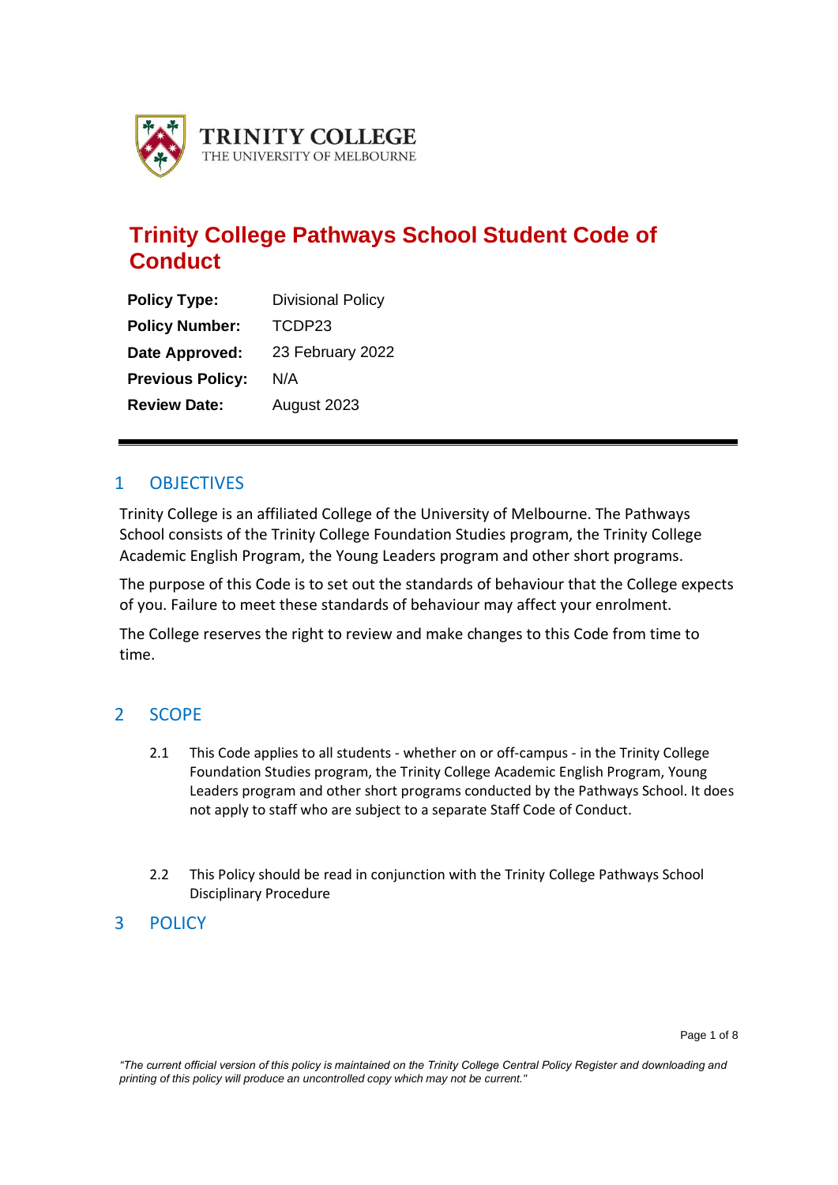TRINITY COLLEGE
THE UNIVERSITY OF MELBOURNE

# Trinity College Pathways School Student Code of Conduct

| | |
|---|---|
| **Policy Type:** | Divisional Policy |
| **Policy Number:** | TCDP23 |
| **Date Approved:** | 23 February 2022 |
| **Previous Policy:** | N/A |
| **Review Date:** | August 2023 |

## 1 OBJECTIVES

Trinity College is an affiliated College of the University of Melbourne. The Pathways School consists of the Trinity College Foundation Studies program, the Trinity College Academic English Program, the Young Leaders program and other short programs.

The purpose of this Code is to set out the standards of behaviour that the College expects of you. Failure to meet these standards of behaviour may affect your enrolment.

The College reserves the right to review and make changes to this Code from time to time.

## 2 SCOPE

2.1 This Code applies to all students - whether on or off-campus - in the Trinity College Foundation Studies program, the Trinity College Academic English Program, Young Leaders program and other short programs conducted by the Pathways School. It does not apply to staff who are subject to a separate Staff Code of Conduct.

2.2 This Policy should be read in conjunction with the Trinity College Pathways School Disciplinary Procedure

## 3 POLICY

*"The current official version of this policy is maintained on the Trinity College Central Policy Register and downloading and printing of this policy will produce an uncontrolled copy which may not be current."*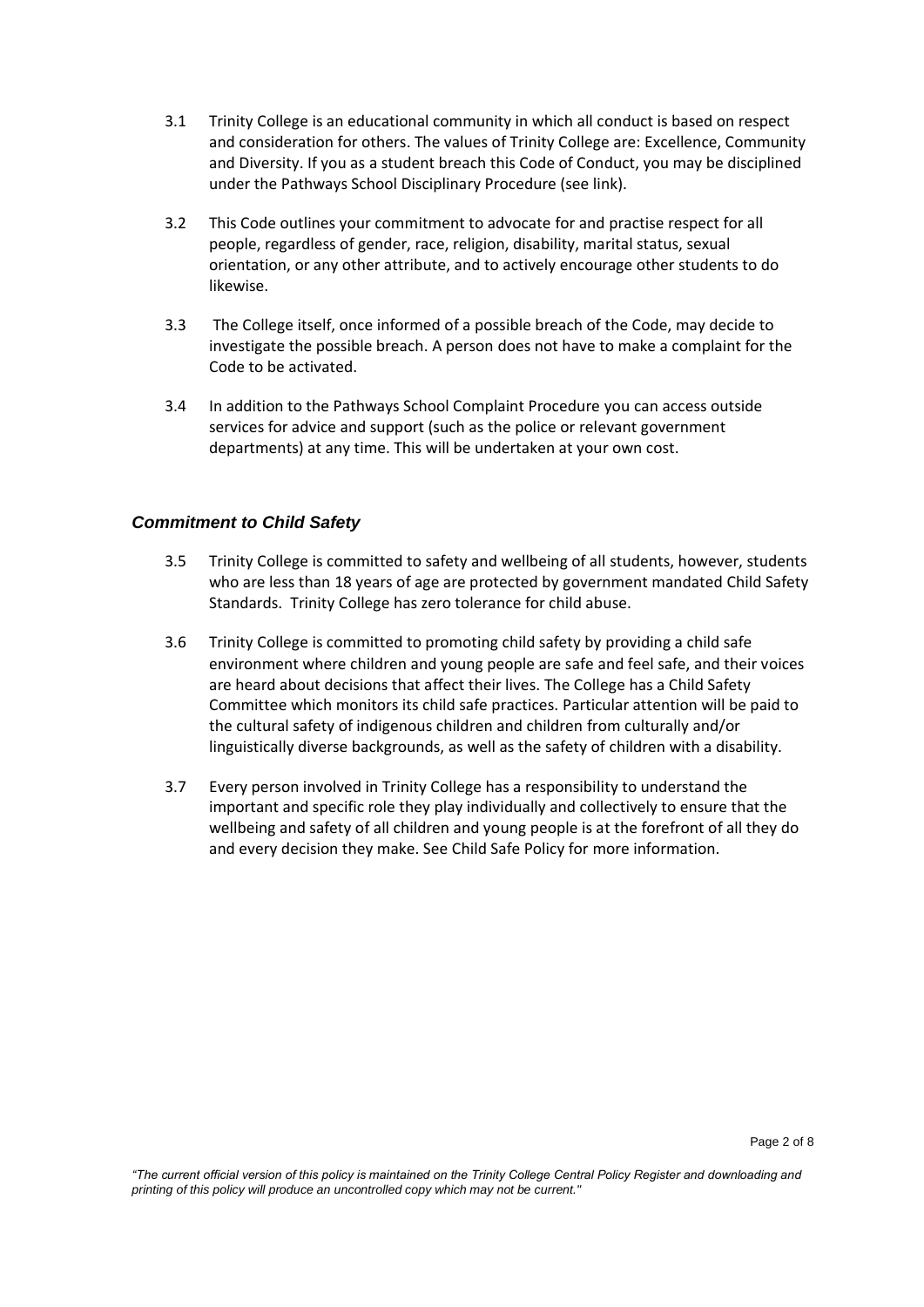3.1 Trinity College is an educational community in which all conduct is based on respect and consideration for others. The values of Trinity College are: Excellence, Community and Diversity. If you as a student breach this Code of Conduct, you may be disciplined under the Pathways School Disciplinary Procedure (see link).

3.2 This Code outlines your commitment to advocate for and practise respect for all people, regardless of gender, race, religion, disability, marital status, sexual orientation, or any other attribute, and to actively encourage other students to do likewise.

3.3 The College itself, once informed of a possible breach of the Code, may decide to investigate the possible breach. A person does not have to make a complaint for the Code to be activated.

3.4 In addition to the Pathways School Complaint Procedure you can access outside services for advice and support (such as the police or relevant government departments) at any time. This will be undertaken at your own cost.

### *Commitment to Child Safety*

3.5 Trinity College is committed to safety and wellbeing of all students, however, students who are less than 18 years of age are protected by government mandated Child Safety Standards. Trinity College has zero tolerance for child abuse.

3.6 Trinity College is committed to promoting child safety by providing a child safe environment where children and young people are safe and feel safe, and their voices are heard about decisions that affect their lives. The College has a Child Safety Committee which monitors its child safe practices. Particular attention will be paid to the cultural safety of indigenous children and children from culturally and/or linguistically diverse backgrounds, as well as the safety of children with a disability.

3.7 Every person involved in Trinity College has a responsibility to understand the important and specific role they play individually and collectively to ensure that the wellbeing and safety of all children and young people is at the forefront of all they do and every decision they make. See Child Safe Policy for more information.

*"The current official version of this policy is maintained on the Trinity College Central Policy Register and downloading and printing of this policy will produce an uncontrolled copy which may not be current."*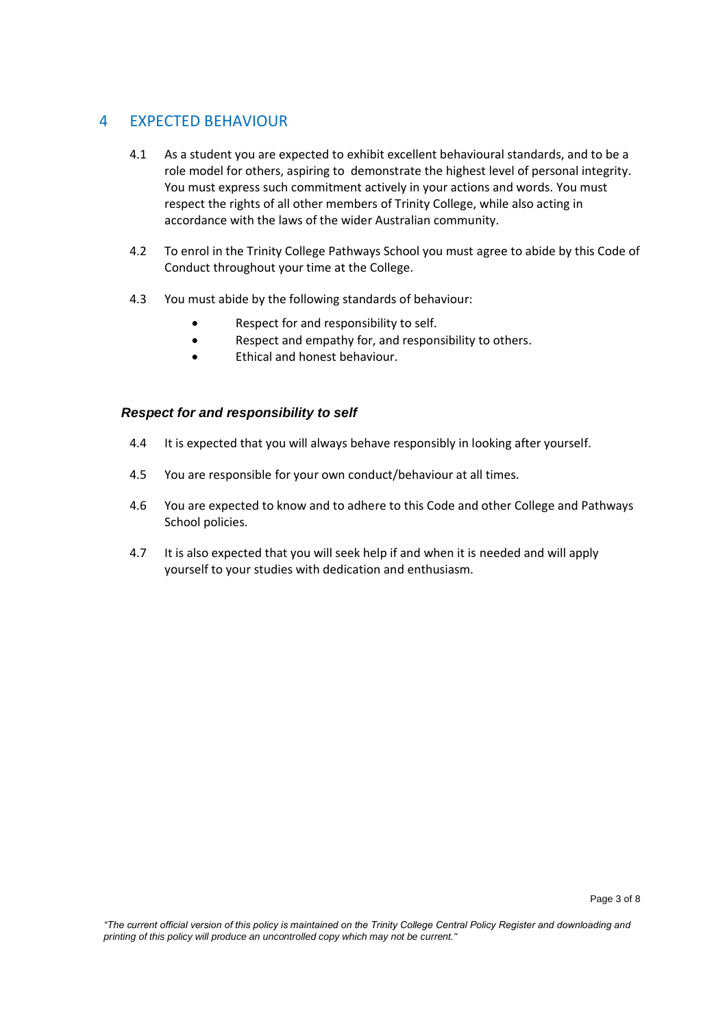## 4 EXPECTED BEHAVIOUR

4.1 As a student you are expected to exhibit excellent behavioural standards, and to be a role model for others, aspiring to demonstrate the highest level of personal integrity. You must express such commitment actively in your actions and words. You must respect the rights of all other members of Trinity College, while also acting in accordance with the laws of the wider Australian community.

4.2 To enrol in the Trinity College Pathways School you must agree to abide by this Code of Conduct throughout your time at the College.

4.3 You must abide by the following standards of behaviour:

- Respect for and responsibility to self.
- Respect and empathy for, and responsibility to others.
- Ethical and honest behaviour.

### *Respect for and responsibility to self*

4.4 It is expected that you will always behave responsibly in looking after yourself.

4.5 You are responsible for your own conduct/behaviour at all times.

4.6 You are expected to know and to adhere to this Code and other College and Pathways School policies.

4.7 It is also expected that you will seek help if and when it is needed and will apply yourself to your studies with dedication and enthusiasm.

*"The current official version of this policy is maintained on the Trinity College Central Policy Register and downloading and printing of this policy will produce an uncontrolled copy which may not be current."*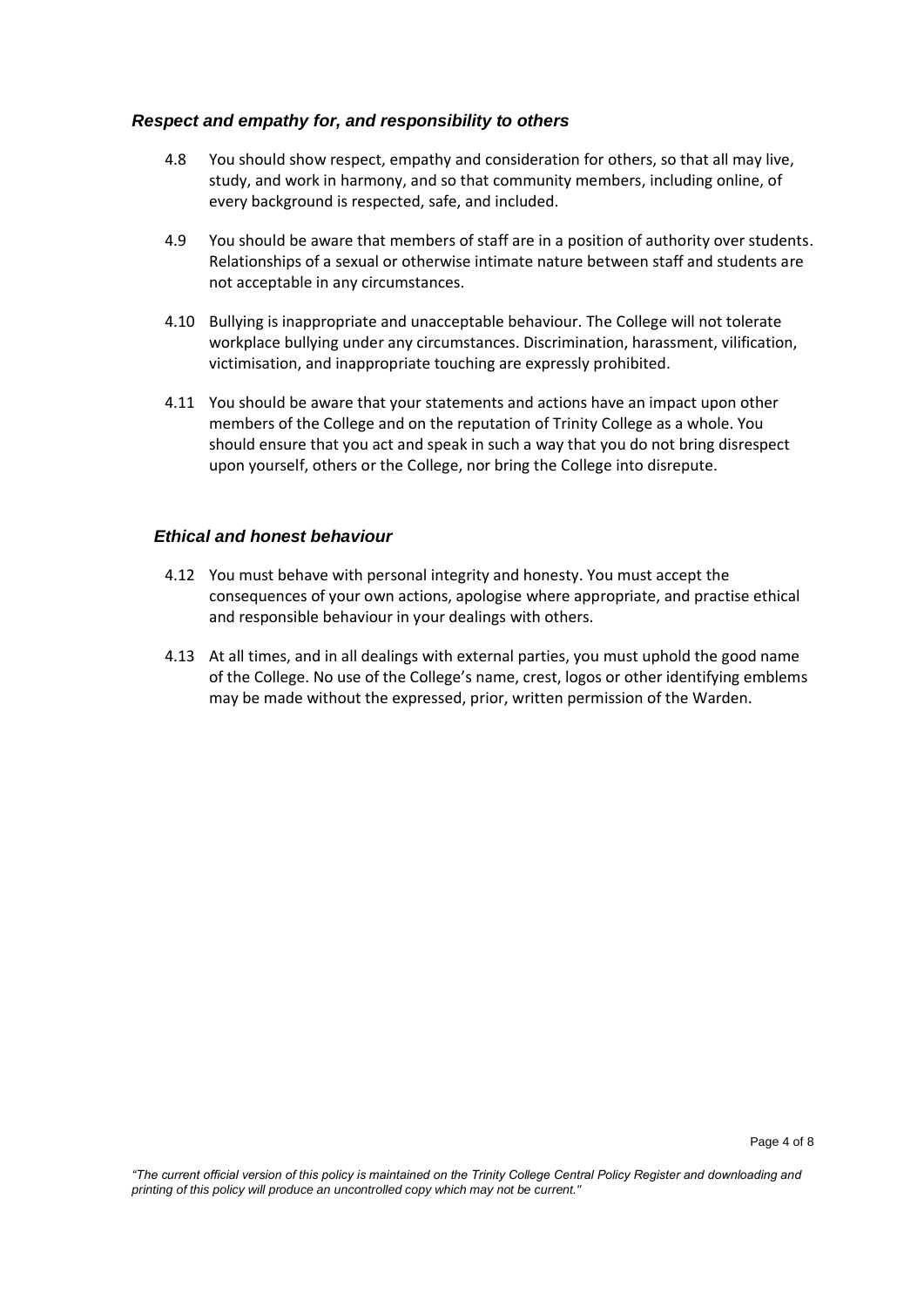### *Respect and empathy for, and responsibility to others*

4.8 You should show respect, empathy and consideration for others, so that all may live, study, and work in harmony, and so that community members, including online, of every background is respected, safe, and included.

4.9 You should be aware that members of staff are in a position of authority over students. Relationships of a sexual or otherwise intimate nature between staff and students are not acceptable in any circumstances.

4.10 Bullying is inappropriate and unacceptable behaviour. The College will not tolerate workplace bullying under any circumstances. Discrimination, harassment, vilification, victimisation, and inappropriate touching are expressly prohibited.

4.11 You should be aware that your statements and actions have an impact upon other members of the College and on the reputation of Trinity College as a whole. You should ensure that you act and speak in such a way that you do not bring disrespect upon yourself, others or the College, nor bring the College into disrepute.

### *Ethical and honest behaviour*

4.12 You must behave with personal integrity and honesty. You must accept the consequences of your own actions, apologise where appropriate, and practise ethical and responsible behaviour in your dealings with others.

4.13 At all times, and in all dealings with external parties, you must uphold the good name of the College. No use of the College's name, crest, logos or other identifying emblems may be made without the expressed, prior, written permission of the Warden.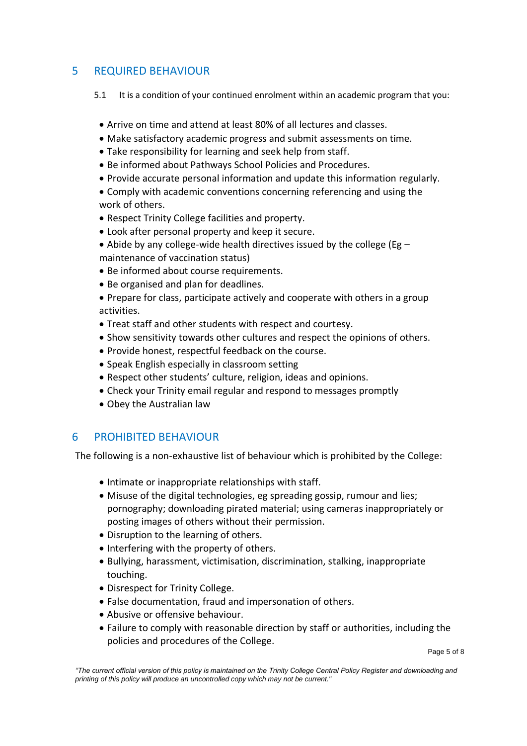## 5 REQUIRED BEHAVIOUR

5.1 It is a condition of your continued enrolment within an academic program that you:

- Arrive on time and attend at least 80% of all lectures and classes.
- Make satisfactory academic progress and submit assessments on time.
- Take responsibility for learning and seek help from staff.
- Be informed about Pathways School Policies and Procedures.
- Provide accurate personal information and update this information regularly.
- Comply with academic conventions concerning referencing and using the work of others.
- Respect Trinity College facilities and property.
- Look after personal property and keep it secure.
- Abide by any college-wide health directives issued by the college (Eg – maintenance of vaccination status)
- Be informed about course requirements.
- Be organised and plan for deadlines.
- Prepare for class, participate actively and cooperate with others in a group activities.
- Treat staff and other students with respect and courtesy.
- Show sensitivity towards other cultures and respect the opinions of others.
- Provide honest, respectful feedback on the course.
- Speak English especially in classroom setting
- Respect other students' culture, religion, ideas and opinions.
- Check your Trinity email regular and respond to messages promptly
- Obey the Australian law

## 6 PROHIBITED BEHAVIOUR

The following is a non-exhaustive list of behaviour which is prohibited by the College:

- Intimate or inappropriate relationships with staff.
- Misuse of the digital technologies, eg spreading gossip, rumour and lies; pornography; downloading pirated material; using cameras inappropriately or posting images of others without their permission.
- Disruption to the learning of others.
- Interfering with the property of others.
- Bullying, harassment, victimisation, discrimination, stalking, inappropriate touching.
- Disrespect for Trinity College.
- False documentation, fraud and impersonation of others.
- Abusive or offensive behaviour.
- Failure to comply with reasonable direction by staff or authorities, including the policies and procedures of the College.

*"The current official version of this policy is maintained on the Trinity College Central Policy Register and downloading and printing of this policy will produce an uncontrolled copy which may not be current."*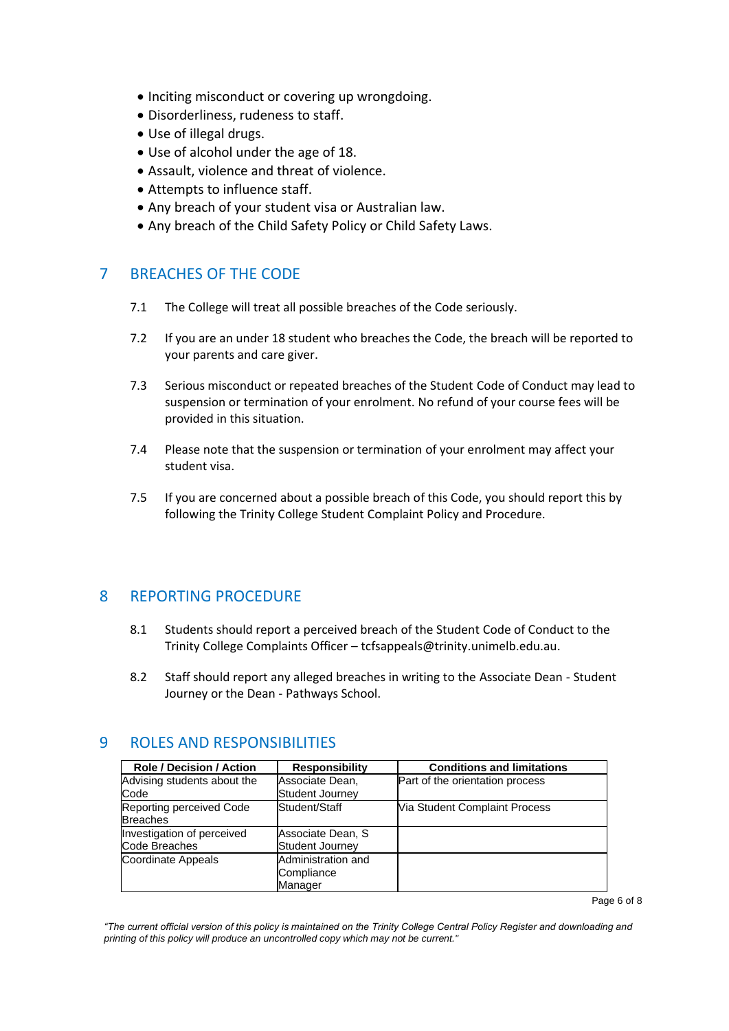- Inciting misconduct or covering up wrongdoing.
- Disorderliness, rudeness to staff.
- Use of illegal drugs.
- Use of alcohol under the age of 18.
- Assault, violence and threat of violence.
- Attempts to influence staff.
- Any breach of your student visa or Australian law.
- Any breach of the Child Safety Policy or Child Safety Laws.

## 7 BREACHES OF THE CODE

7.1 The College will treat all possible breaches of the Code seriously.

7.2 If you are an under 18 student who breaches the Code, the breach will be reported to your parents and care giver.

7.3 Serious misconduct or repeated breaches of the Student Code of Conduct may lead to suspension or termination of your enrolment. No refund of your course fees will be provided in this situation.

7.4 Please note that the suspension or termination of your enrolment may affect your student visa.

7.5 If you are concerned about a possible breach of this Code, you should report this by following the Trinity College Student Complaint Policy and Procedure.

## 8 REPORTING PROCEDURE

8.1 Students should report a perceived breach of the Student Code of Conduct to the Trinity College Complaints Officer – tcfsappeals@trinity.unimelb.edu.au.

8.2 Staff should report any alleged breaches in writing to the Associate Dean - Student Journey or the Dean - Pathways School.

## 9 ROLES AND RESPONSIBILITIES

| Role / Decision / Action | Responsibility | Conditions and limitations |
|---|---|---|
| Advising students about the Code | Associate Dean, Student Journey | Part of the orientation process |
| Reporting perceived Code Breaches | Student/Staff | Via Student Complaint Process |
| Investigation of perceived Code Breaches | Associate Dean, S Student Journey | |
| Coordinate Appeals | Administration and Compliance Manager | |

*"The current official version of this policy is maintained on the Trinity College Central Policy Register and downloading and printing of this policy will produce an uncontrolled copy which may not be current."*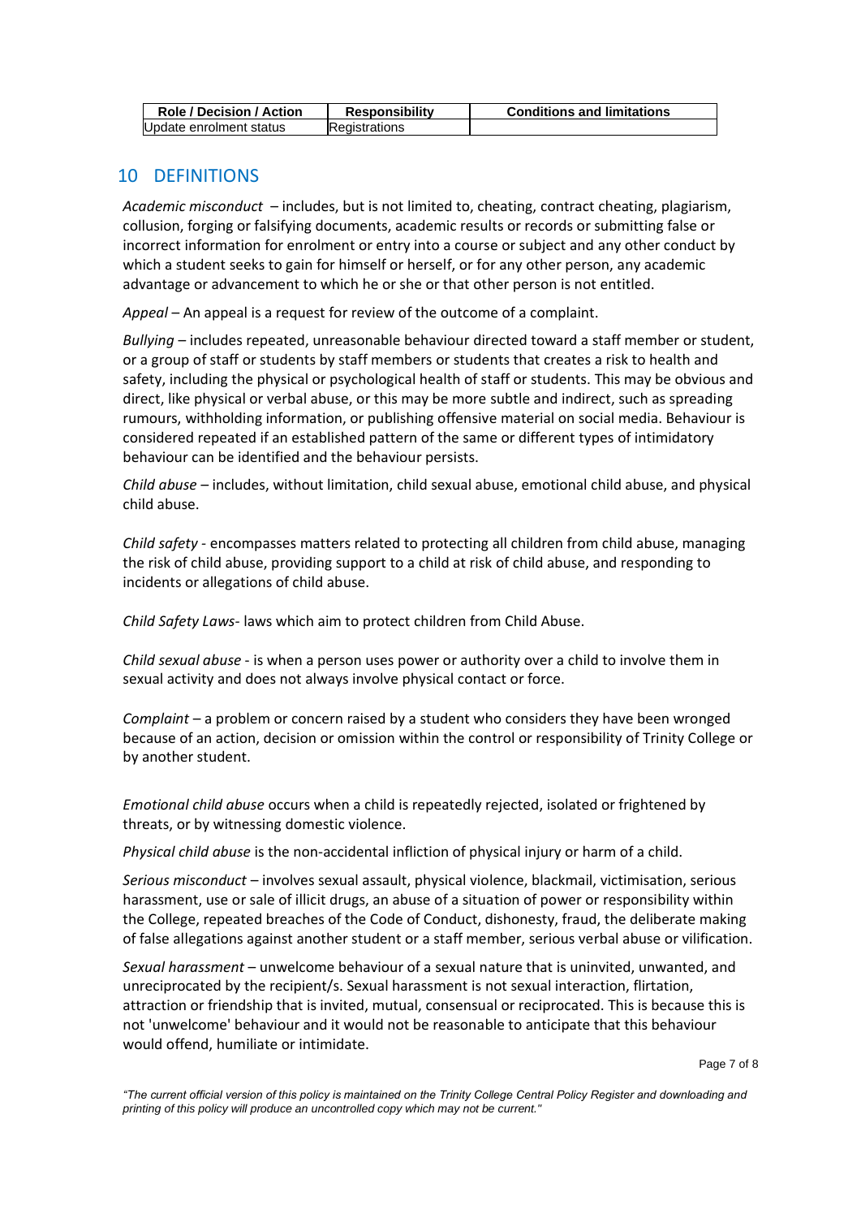| Role / Decision / Action | Responsibility | Conditions and limitations |
| --- | --- | --- |
| Update enrolment status | Registrations | |

## 10 DEFINITIONS

*Academic misconduct* – includes, but is not limited to, cheating, contract cheating, plagiarism, collusion, forging or falsifying documents, academic results or records or submitting false or incorrect information for enrolment or entry into a course or subject and any other conduct by which a student seeks to gain for himself or herself, or for any other person, any academic advantage or advancement to which he or she or that other person is not entitled.

*Appeal* – An appeal is a request for review of the outcome of a complaint.

*Bullying* – includes repeated, unreasonable behaviour directed toward a staff member or student, or a group of staff or students by staff members or students that creates a risk to health and safety, including the physical or psychological health of staff or students. This may be obvious and direct, like physical or verbal abuse, or this may be more subtle and indirect, such as spreading rumours, withholding information, or publishing offensive material on social media. Behaviour is considered repeated if an established pattern of the same or different types of intimidatory behaviour can be identified and the behaviour persists.

*Child abuse* – includes, without limitation, child sexual abuse, emotional child abuse, and physical child abuse.

*Child safety* - encompasses matters related to protecting all children from child abuse, managing the risk of child abuse, providing support to a child at risk of child abuse, and responding to incidents or allegations of child abuse.

*Child Safety Laws*- laws which aim to protect children from Child Abuse.

*Child sexual abuse* - is when a person uses power or authority over a child to involve them in sexual activity and does not always involve physical contact or force.

*Complaint* – a problem or concern raised by a student who considers they have been wronged because of an action, decision or omission within the control or responsibility of Trinity College or by another student.

*Emotional child abuse* occurs when a child is repeatedly rejected, isolated or frightened by threats, or by witnessing domestic violence.

*Physical child abuse* is the non-accidental infliction of physical injury or harm of a child.

*Serious misconduct* – involves sexual assault, physical violence, blackmail, victimisation, serious harassment, use or sale of illicit drugs, an abuse of a situation of power or responsibility within the College, repeated breaches of the Code of Conduct, dishonesty, fraud, the deliberate making of false allegations against another student or a staff member, serious verbal abuse or vilification.

*Sexual harassment* – unwelcome behaviour of a sexual nature that is uninvited, unwanted, and unreciprocated by the recipient/s. Sexual harassment is not sexual interaction, flirtation, attraction or friendship that is invited, mutual, consensual or reciprocated. This is because this is not 'unwelcome' behaviour and it would not be reasonable to anticipate that this behaviour would offend, humiliate or intimidate.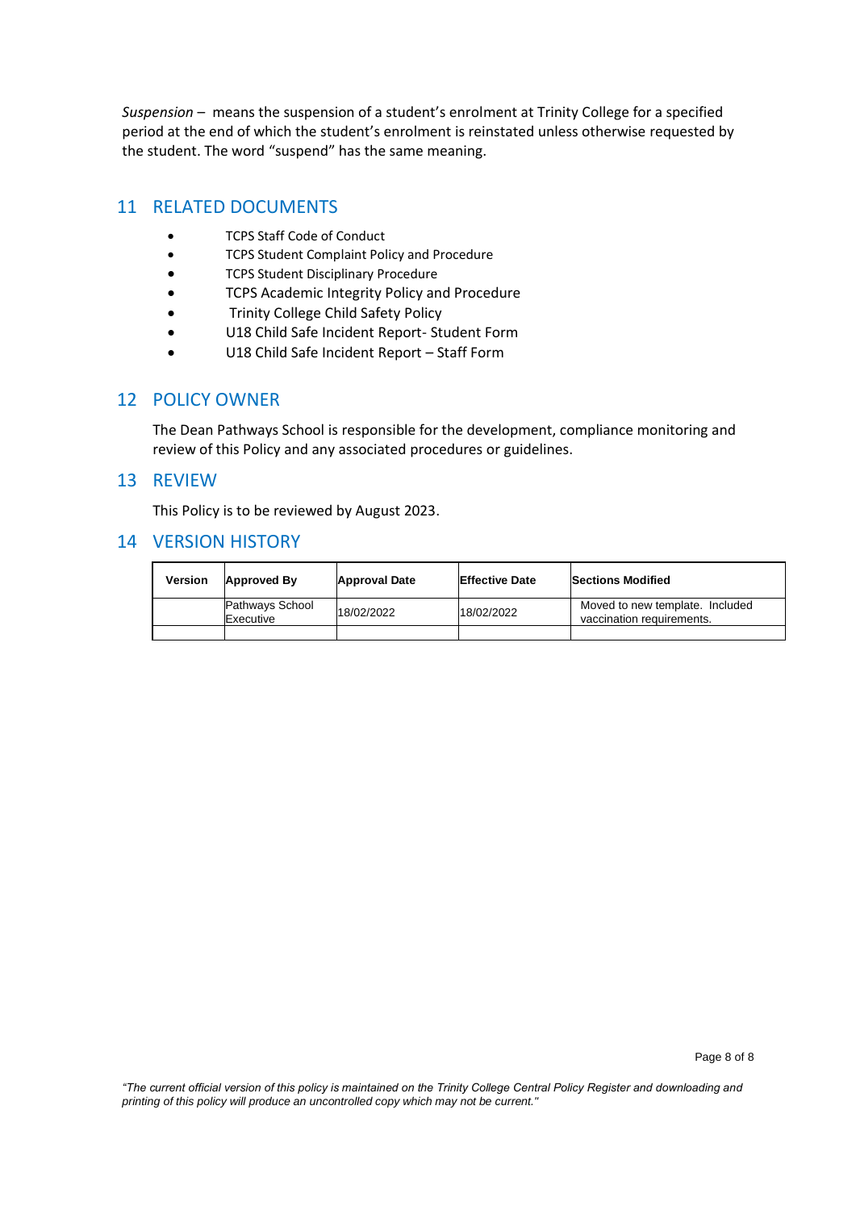*Suspension* – means the suspension of a student's enrolment at Trinity College for a specified period at the end of which the student's enrolment is reinstated unless otherwise requested by the student. The word "suspend" has the same meaning.

## 11 RELATED DOCUMENTS

- TCPS Staff Code of Conduct
- TCPS Student Complaint Policy and Procedure
- TCPS Student Disciplinary Procedure
- TCPS Academic Integrity Policy and Procedure
- Trinity College Child Safety Policy
- U18 Child Safe Incident Report- Student Form
- U18 Child Safe Incident Report – Staff Form

## 12 POLICY OWNER

The Dean Pathways School is responsible for the development, compliance monitoring and review of this Policy and any associated procedures or guidelines.

## 13 REVIEW

This Policy is to be reviewed by August 2023.

## 14 VERSION HISTORY

| Version | Approved By | Approval Date | Effective Date | Sections Modified |
|---|---|---|---|---|
| | Pathways School Executive | 18/02/2022 | 18/02/2022 | Moved to new template. Included vaccination requirements. |
| | | | | |

*"The current official version of this policy is maintained on the Trinity College Central Policy Register and downloading and printing of this policy will produce an uncontrolled copy which may not be current."*